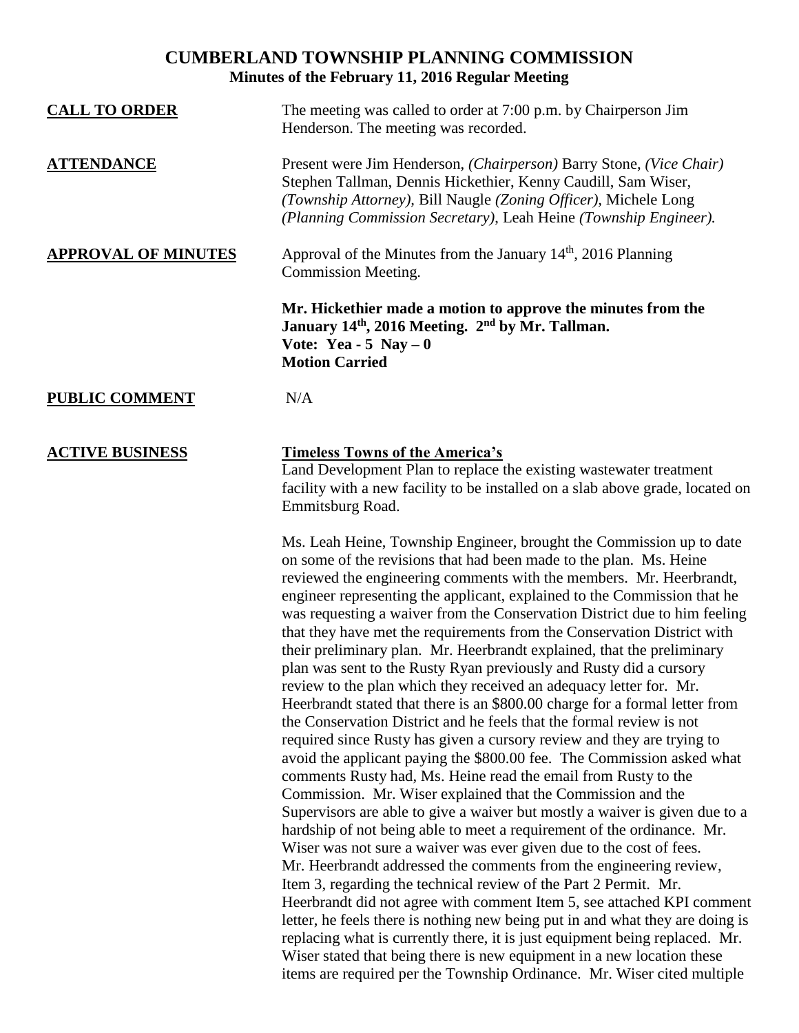# CUMBERLAND TOWNSHIP PLANNING COMMISSION

## Minutes of the February 11, 2016 Regular Meeting

**CALL TO ORDER**

The meeting was called to order at 7:00 p.m. by Chairperson Jim Henderson. The meeting was recorded.

**ATTENDANCE**

Present were Jim Henderson, *(Chairperson)* Barry Stone, *(Vice Chair)* Stephen Tallman, Dennis Hickethier, Kenny Caudill, Sam Wiser, *(Township Attorney),* Bill Naugle *(Zoning Officer),* Michele Long *(Planning Commission Secretary),* Leah Heine *(Township Engineer).*

**APPROVAL OF MINUTES**

Approval of the Minutes from the January 14th, 2016 Planning Commission Meeting.

**Mr. Hickethier made a motion to approve the minutes from the January 14th, 2016 Meeting. 2nd by Mr. Tallman.**
**Vote: Yea - 5 Nay – 0**
**Motion Carried**

**PUBLIC COMMENT**

N/A

**ACTIVE BUSINESS**

**Timeless Towns of the America's**

Land Development Plan to replace the existing wastewater treatment facility with a new facility to be installed on a slab above grade, located on Emmitsburg Road.

Ms. Leah Heine, Township Engineer, brought the Commission up to date on some of the revisions that had been made to the plan. Ms. Heine reviewed the engineering comments with the members. Mr. Heerbrandt, engineer representing the applicant, explained to the Commission that he was requesting a waiver from the Conservation District due to him feeling that they have met the requirements from the Conservation District with their preliminary plan. Mr. Heerbrandt explained, that the preliminary plan was sent to the Rusty Ryan previously and Rusty did a cursory review to the plan which they received an adequacy letter for. Mr. Heerbrandt stated that there is an $800.00 charge for a formal letter from the Conservation District and he feels that the formal review is not required since Rusty has given a cursory review and they are trying to avoid the applicant paying the $800.00 fee. The Commission asked what comments Rusty had, Ms. Heine read the email from Rusty to the Commission. Mr. Wiser explained that the Commission and the Supervisors are able to give a waiver but mostly a waiver is given due to a hardship of not being able to meet a requirement of the ordinance. Mr. Wiser was not sure a waiver was ever given due to the cost of fees. Mr. Heerbrandt addressed the comments from the engineering review, Item 3, regarding the technical review of the Part 2 Permit. Mr. Heerbrandt did not agree with comment Item 5, see attached KPI comment letter, he feels there is nothing new being put in and what they are doing is replacing what is currently there, it is just equipment being replaced. Mr. Wiser stated that being there is new equipment in a new location these items are required per the Township Ordinance. Mr. Wiser cited multiple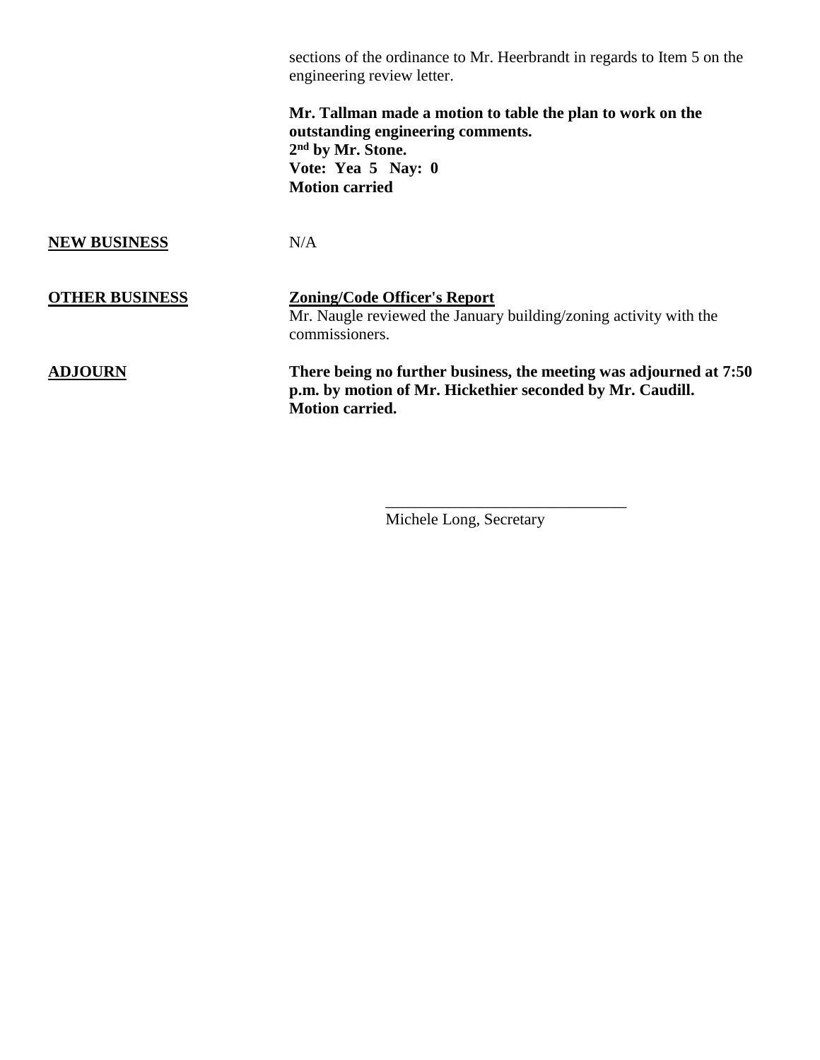sections of the ordinance to Mr. Heerbrandt in regards to Item 5 on the engineering review letter.

**Mr. Tallman made a motion to table the plan to work on the outstanding engineering comments.**
**2nd by Mr. Stone.**
**Vote: Yea 5 Nay: 0**
**Motion carried**

**NEW BUSINESS**

N/A

**OTHER BUSINESS**

**Zoning/Code Officer's Report**
Mr. Naugle reviewed the January building/zoning activity with the commissioners.

**ADJOURN**

**There being no further business, the meeting was adjourned at 7:50 p.m. by motion of Mr. Hickethier seconded by Mr. Caudill. Motion carried.**

______________________________
Michele Long, Secretary